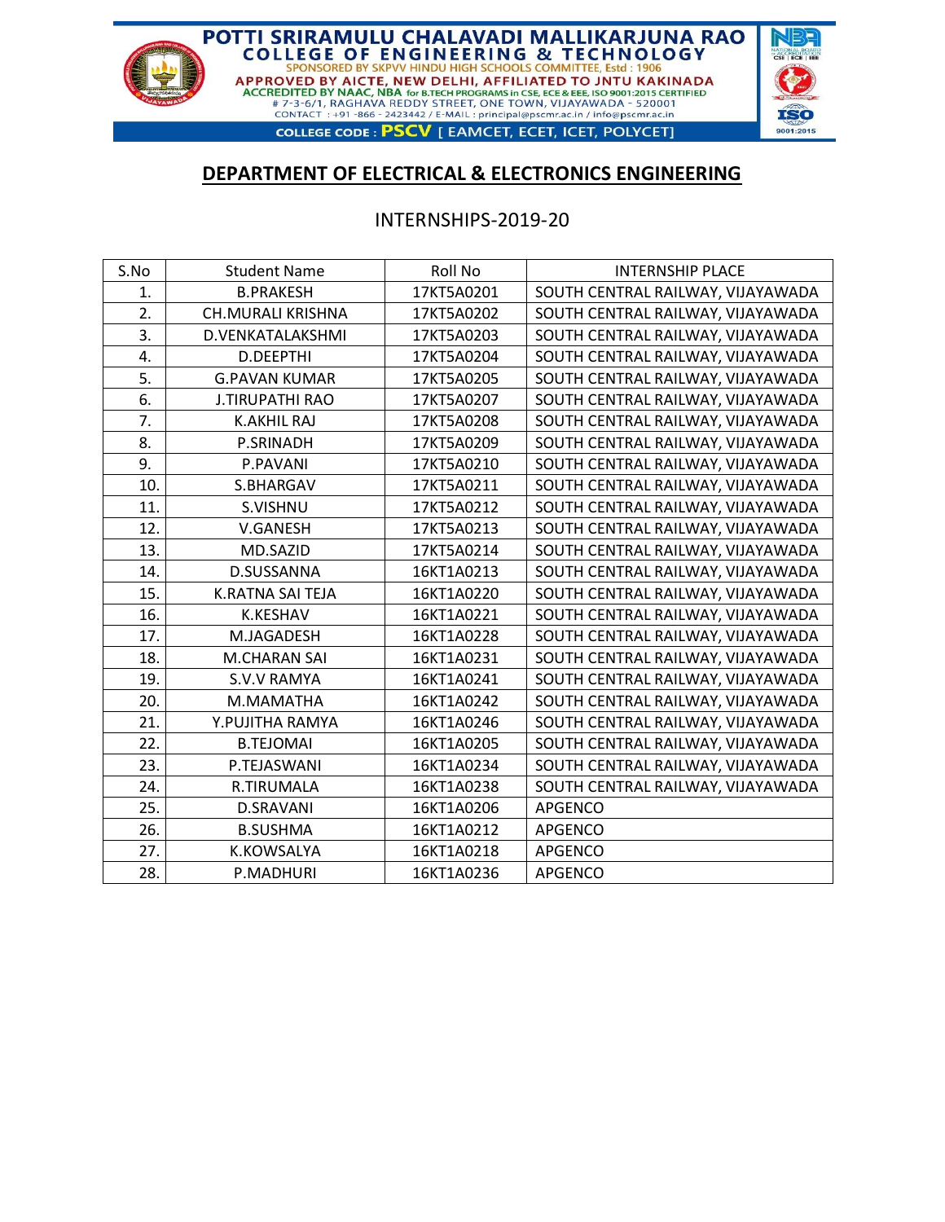# POTTI SRIRAMULU CHALAVADI MALLIKARJUNA RAO COLLEGE OF ENGINEERING & TECHNOLOGY

SPONSORED BY SKPVV HINDU HIGH SCHOOLS COMMITTEE, Estd : 1906

APPROVED BY AICTE, NEW DELHI, AFFILIATED TO JNTU KAKINADA

ACCREDITED BY NAAC, NBA for B.TECH PROGRAMS in CSE, ECE & EEE, ISO 9001:2015 CERTIFIED

# 7-3-6/1, RAGHAVA REDDY STREET, ONE TOWN, VIJAYAWADA - 520001

CONTACT : +91 -866 - 2423442 / E-MAIL : principal@pscmr.ac.in / info@pscmr.ac.in

COLLEGE CODE : PSCV [ EAMCET, ECET, ICET, POLYCET]

## DEPARTMENT OF ELECTRICAL & ELECTRONICS ENGINEERING

### INTERNSHIPS-2019-20

| S.No | Student Name | Roll No | INTERNSHIP PLACE |
|---|---|---|---|
| 1. | B.PRAKESH | 17KT5A0201 | SOUTH CENTRAL RAILWAY, VIJAYAWADA |
| 2. | CH.MURALI KRISHNA | 17KT5A0202 | SOUTH CENTRAL RAILWAY, VIJAYAWADA |
| 3. | D.VENKATALAKSHMI | 17KT5A0203 | SOUTH CENTRAL RAILWAY, VIJAYAWADA |
| 4. | D.DEEPTHI | 17KT5A0204 | SOUTH CENTRAL RAILWAY, VIJAYAWADA |
| 5. | G.PAVAN KUMAR | 17KT5A0205 | SOUTH CENTRAL RAILWAY, VIJAYAWADA |
| 6. | J.TIRUPATHI RAO | 17KT5A0207 | SOUTH CENTRAL RAILWAY, VIJAYAWADA |
| 7. | K.AKHIL RAJ | 17KT5A0208 | SOUTH CENTRAL RAILWAY, VIJAYAWADA |
| 8. | P.SRINADH | 17KT5A0209 | SOUTH CENTRAL RAILWAY, VIJAYAWADA |
| 9. | P.PAVANI | 17KT5A0210 | SOUTH CENTRAL RAILWAY, VIJAYAWADA |
| 10. | S.BHARGAV | 17KT5A0211 | SOUTH CENTRAL RAILWAY, VIJAYAWADA |
| 11. | S.VISHNU | 17KT5A0212 | SOUTH CENTRAL RAILWAY, VIJAYAWADA |
| 12. | V.GANESH | 17KT5A0213 | SOUTH CENTRAL RAILWAY, VIJAYAWADA |
| 13. | MD.SAZID | 17KT5A0214 | SOUTH CENTRAL RAILWAY, VIJAYAWADA |
| 14. | D.SUSSANNA | 16KT1A0213 | SOUTH CENTRAL RAILWAY, VIJAYAWADA |
| 15. | K.RATNA SAI TEJA | 16KT1A0220 | SOUTH CENTRAL RAILWAY, VIJAYAWADA |
| 16. | K.KESHAV | 16KT1A0221 | SOUTH CENTRAL RAILWAY, VIJAYAWADA |
| 17. | M.JAGADESH | 16KT1A0228 | SOUTH CENTRAL RAILWAY, VIJAYAWADA |
| 18. | M.CHARAN SAI | 16KT1A0231 | SOUTH CENTRAL RAILWAY, VIJAYAWADA |
| 19. | S.V.V RAMYA | 16KT1A0241 | SOUTH CENTRAL RAILWAY, VIJAYAWADA |
| 20. | M.MAMATHA | 16KT1A0242 | SOUTH CENTRAL RAILWAY, VIJAYAWADA |
| 21. | Y.PUJITHA RAMYA | 16KT1A0246 | SOUTH CENTRAL RAILWAY, VIJAYAWADA |
| 22. | B.TEJOMAI | 16KT1A0205 | SOUTH CENTRAL RAILWAY, VIJAYAWADA |
| 23. | P.TEJASWANI | 16KT1A0234 | SOUTH CENTRAL RAILWAY, VIJAYAWADA |
| 24. | R.TIRUMALA | 16KT1A0238 | SOUTH CENTRAL RAILWAY, VIJAYAWADA |
| 25. | D.SRAVANI | 16KT1A0206 | APGENCO |
| 26. | B.SUSHMA | 16KT1A0212 | APGENCO |
| 27. | K.KOWSALYA | 16KT1A0218 | APGENCO |
| 28. | P.MADHURI | 16KT1A0236 | APGENCO |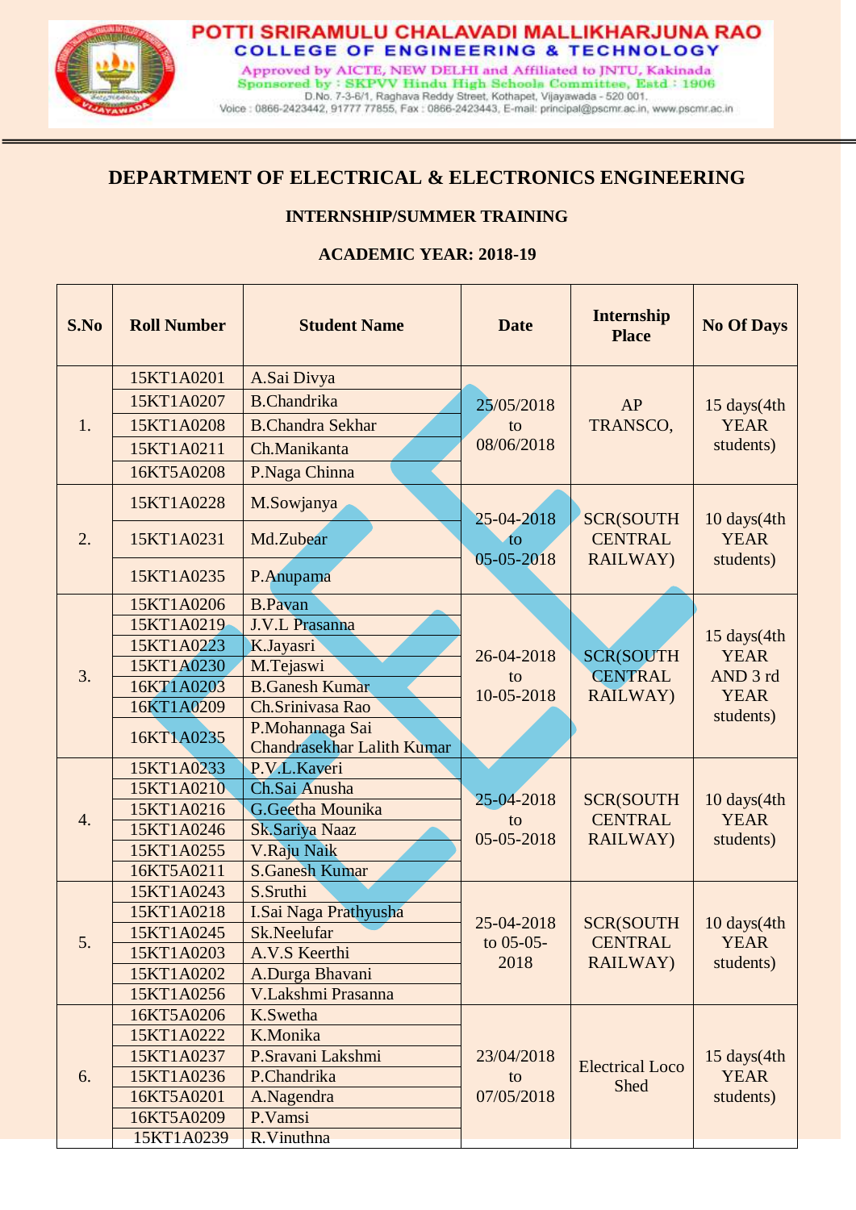POTTI SRIRAMULU CHALAVADI MALLIKHARJUNA RAO
COLLEGE OF ENGINEERING & TECHNOLOGY
Approved by AICTE, NEW DELHI and Affiliated to JNTU, Kakinada
Sponsored by : SKPVV Hindu High Schools Committee, Estd : 1906
D.No. 7-3-6/1, Raghava Reddy Street, Kothapet, Vijayawada - 520 001.
Voice : 0866-2423442, 91777 77855, Fax : 0866-2423443, E-mail: principal@pscmr.ac.in, www.pscmr.ac.in

## DEPARTMENT OF ELECTRICAL & ELECTRONICS ENGINEERING

### INTERNSHIP/SUMMER TRAINING

### ACADEMIC YEAR: 2018-19

| S.No | Roll Number | Student Name | Date | Internship Place | No Of Days |
|---|---|---|---|---|---|
| 1. | 15KT1A0201 | A.Sai Divya | 25/05/2018 to 08/06/2018 | AP TRANSCO, | 15 days(4th YEAR students) |
| | 15KT1A0207 | B.Chandrika | | | |
| | 15KT1A0208 | B.Chandra Sekhar | | | |
| | 15KT1A0211 | Ch.Manikanta | | | |
| | 16KT5A0208 | P.Naga Chinna | | | |
| 2. | 15KT1A0228 | M.Sowjanya | 25-04-2018 to 05-05-2018 | SCR(SOUTH CENTRAL RAILWAY) | 10 days(4th YEAR students) |
| | 15KT1A0231 | Md.Zubear | | | |
| | 15KT1A0235 | P.Anupama | | | |
| 3. | 15KT1A0206 | B.Pavan | 26-04-2018 to 10-05-2018 | SCR(SOUTH CENTRAL RAILWAY) | 15 days(4th YEAR AND 3 rd YEAR students) |
| | 15KT1A0219 | J.V.L Prasanna | | | |
| | 15KT1A0223 | K.Jayasri | | | |
| | 15KT1A0230 | M.Tejaswi | | | |
| | 16KT1A0203 | B.Ganesh Kumar | | | |
| | 16KT1A0209 | Ch.Srinivasa Rao | | | |
| | 16KT1A0235 | P.Mohannaga Sai Chandrasekhar Lalith Kumar | | | |
| 4. | 15KT1A0233 | P.V.L.Kaveri | 25-04-2018 to 05-05-2018 | SCR(SOUTH CENTRAL RAILWAY) | 10 days(4th YEAR students) |
| | 15KT1A0210 | Ch.Sai Anusha | | | |
| | 15KT1A0216 | G.Geetha Mounika | | | |
| | 15KT1A0246 | Sk.Sariya Naaz | | | |
| | 15KT1A0255 | V.Raju Naik | | | |
| | 16KT5A0211 | S.Ganesh Kumar | | | |
| 5. | 15KT1A0243 | S.Sruthi | 25-04-2018 to 05-05-2018 | SCR(SOUTH CENTRAL RAILWAY) | 10 days(4th YEAR students) |
| | 15KT1A0218 | I.Sai Naga Prathyusha | | | |
| | 15KT1A0245 | Sk.Neelufar | | | |
| | 15KT1A0203 | A.V.S Keerthi | | | |
| | 15KT1A0202 | A.Durga Bhavani | | | |
| | 15KT1A0256 | V.Lakshmi Prasanna | | | |
| 6. | 16KT5A0206 | K.Swetha | 23/04/2018 to 07/05/2018 | Electrical Loco Shed | 15 days(4th YEAR students) |
| | 15KT1A0222 | K.Monika | | | |
| | 15KT1A0237 | P.Sravani Lakshmi | | | |
| | 15KT1A0236 | P.Chandrika | | | |
| | 16KT5A0201 | A.Nagendra | | | |
| | 16KT5A0209 | P.Vamsi | | | |
| | 15KT1A0239 | R.Vinuthna | | | |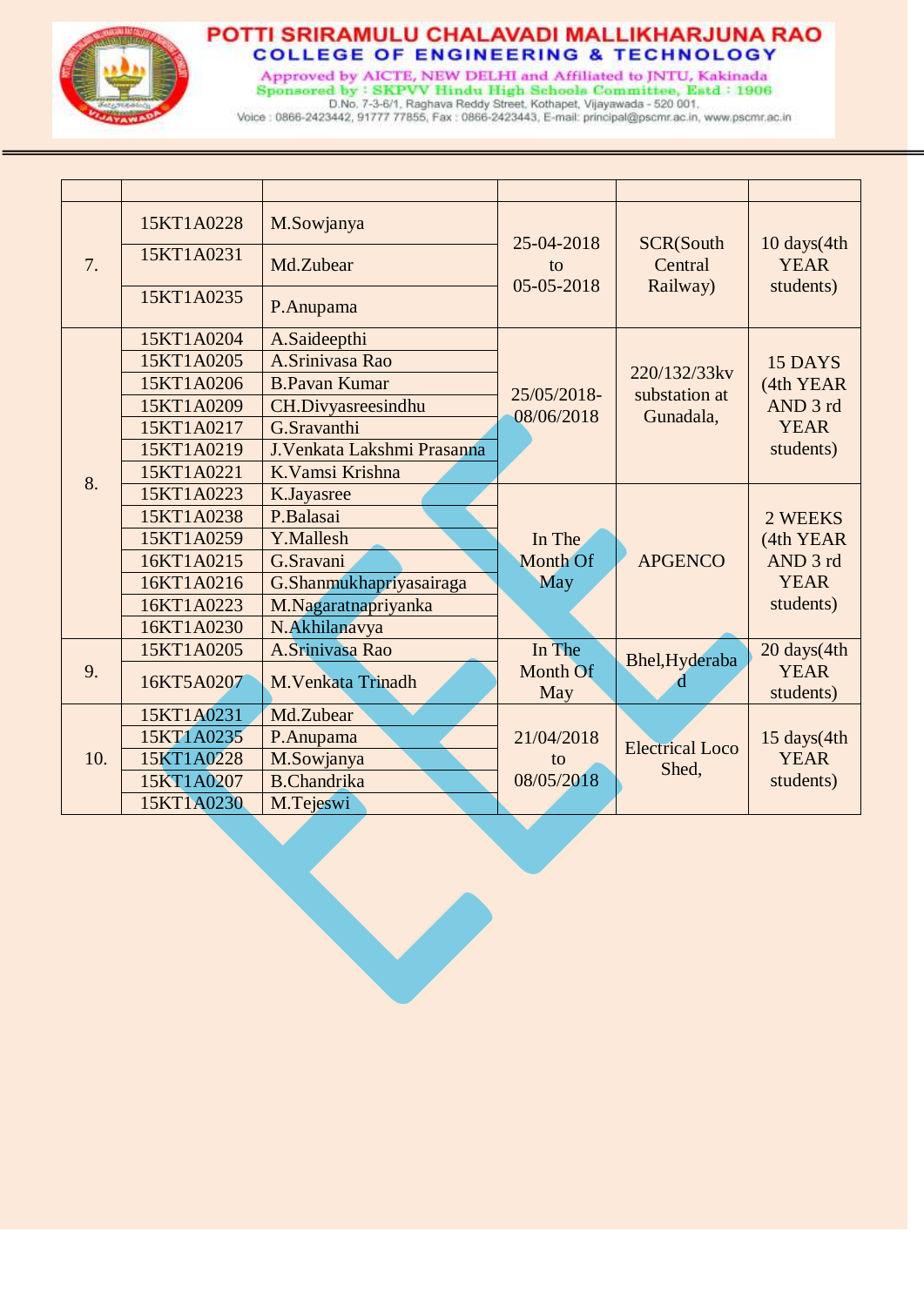| | | | | | |
|---|---|---|---|---|---|
| 7. | 15KT1A0228 | M.Sowjanya | 25-04-2018 to 05-05-2018 | SCR(South Central Railway) | 10 days(4th YEAR students) |
| | 15KT1A0231 | Md.Zubear | | | |
| | 15KT1A0235 | P.Anupama | | | |
| 8. | 15KT1A0204 | A.Saideepthi | 25/05/2018-08/06/2018 | 220/132/33kv substation at Gunadala, | 15 DAYS (4th YEAR AND 3 rd YEAR students) |
| | 15KT1A0205 | A.Srinivasa Rao | | | |
| | 15KT1A0206 | B.Pavan Kumar | | | |
| | 15KT1A0209 | CH.Divyasreesindhu | | | |
| | 15KT1A0217 | G.Sravanthi | | | |
| | 15KT1A0219 | J.Venkata Lakshmi Prasanna | | | |
| | 15KT1A0221 | K.Vamsi Krishna | | | |
| | 15KT1A0223 | K.Jayasree | In The Month Of May | APGENCO | 2 WEEKS (4th YEAR AND 3 rd YEAR students) |
| | 15KT1A0238 | P.Balasai | | | |
| | 15KT1A0259 | Y.Mallesh | | | |
| | 16KT1A0215 | G.Sravani | | | |
| | 16KT1A0216 | G.Shanmukhapriyasairaga | | | |
| | 16KT1A0223 | M.Nagaratnapriyanka | | | |
| | 16KT1A0230 | N.Akhilanavya | | | |
| 9. | 15KT1A0205 | A.Srinivasa Rao | In The Month Of May | Bhel,Hyderabad | 20 days(4th YEAR students) |
| | 16KT5A0207 | M.Venkata Trinadh | | | |
| 10. | 15KT1A0231 | Md.Zubear | 21/04/2018 to 08/05/2018 | Electrical Loco Shed, | 15 days(4th YEAR students) |
| | 15KT1A0235 | P.Anupama | | | |
| | 15KT1A0228 | M.Sowjanya | | | |
| | 15KT1A0207 | B.Chandrika | | | |
| | 15KT1A0230 | M.Tejeswi | | | |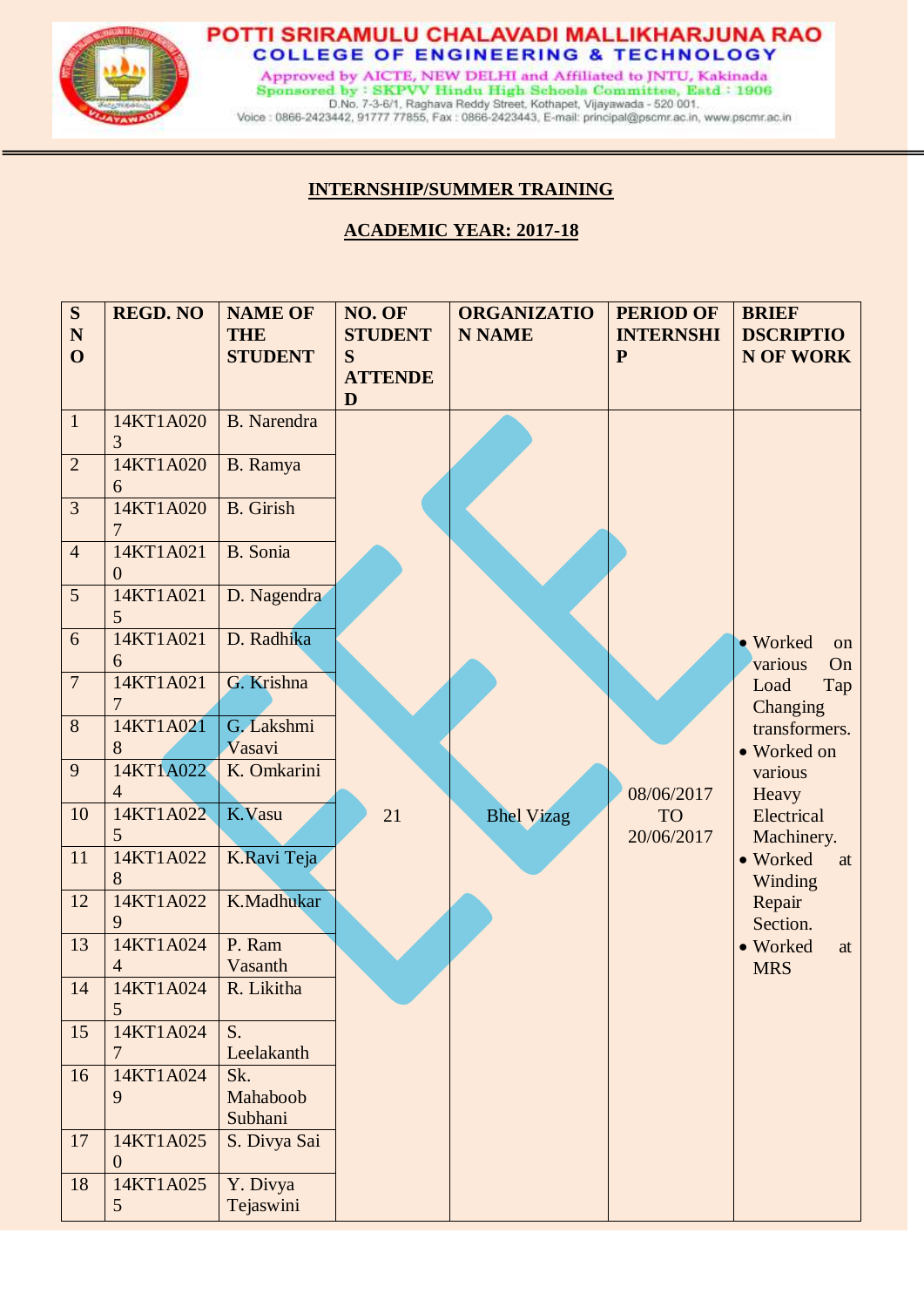# POTTI SRIRAMULU CHALAVADI MALLIKHARJUNA RAO COLLEGE OF ENGINEERING & TECHNOLOGY

Approved by AICTE, NEW DELHI and Affiliated to JNTU, Kakinada
Sponsored by : SKPVV Hindu High Schools Committee, Estd : 1906
D.No. 7-3-6/1, Raghava Reddy Street, Kothapet, Vijayawada - 520 001.
Voice : 0866-2423442, 91777 77855, Fax : 0866-2423443, E-mail: principal@pscmr.ac.in, www.pscmr.ac.in

## INTERNSHIP/SUMMER TRAINING

## ACADEMIC YEAR: 2017-18

| S NO | REGD. NO | NAME OF THE STUDENT | NO. OF STUDENTS ATTENDED | ORGANIZATION NAME | PERIOD OF INTERNSHIP | BRIEF DSCRIPTION OF WORK |
|---|---|---|---|---|---|---|
| 1 | 14KT1A0203 | B. Narendra | 21 | Bhel Vizag | 08/06/2017 TO 20/06/2017 | • Worked on various On Load Tap Changing transformers.<br>• Worked on various Heavy Electrical Machinery.<br>• Worked at Winding Repair Section.<br>• Worked at MRS |
| 2 | 14KT1A0206 | B. Ramya | | | | |
| 3 | 14KT1A0207 | B. Girish | | | | |
| 4 | 14KT1A0210 | B. Sonia | | | | |
| 5 | 14KT1A0215 | D. Nagendra | | | | |
| 6 | 14KT1A0216 | D. Radhika | | | | |
| 7 | 14KT1A0217 | G. Krishna | | | | |
| 8 | 14KT1A0218 | G. Lakshmi Vasavi | | | | |
| 9 | 14KT1A0224 | K. Omkarini | | | | |
| 10 | 14KT1A0225 | K.Vasu | | | | |
| 11 | 14KT1A0228 | K.Ravi Teja | | | | |
| 12 | 14KT1A0229 | K.Madhukar | | | | |
| 13 | 14KT1A0244 | P. Ram Vasanth | | | | |
| 14 | 14KT1A0245 | R. Likitha | | | | |
| 15 | 14KT1A0247 | S. Leelakanth | | | | |
| 16 | 14KT1A0249 | Sk. Mahaboob Subhani | | | | |
| 17 | 14KT1A0250 | S. Divya Sai | | | | |
| 18 | 14KT1A0255 | Y. Divya Tejaswini | | | | |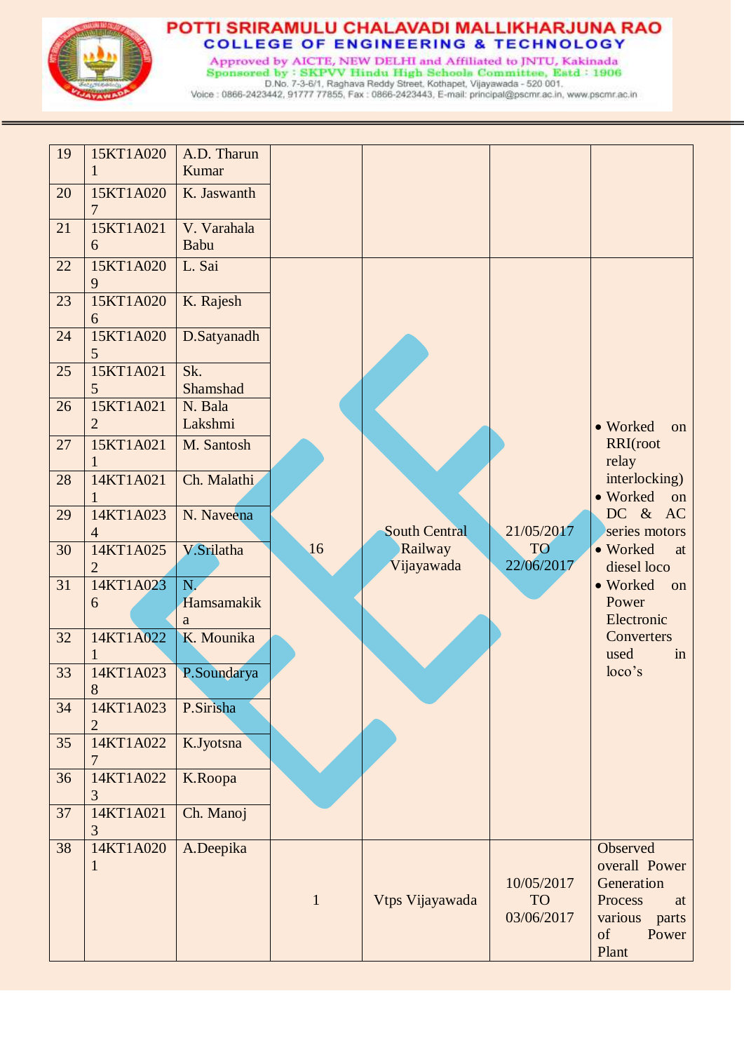| 19 | 15KT1A0201 | A.D. Tharun Kumar | | | | |
|---|---|---|---|---|---|---|
| 20 | 15KT1A0207 | K. Jaswanth | | | | |
| 21 | 15KT1A0216 | V. Varahala Babu | | | | |
| 22 | 15KT1A0209 | L. Sai | 16 | South Central Railway Vijayawada | 21/05/2017 TO 22/06/2017 | • Worked on RRI(root relay interlocking) • Worked on DC & AC series motors • Worked at diesel loco • Worked on Power Electronic Converters used in loco's |
| 23 | 15KT1A0206 | K. Rajesh | | | | |
| 24 | 15KT1A0205 | D.Satyanadh | | | | |
| 25 | 15KT1A0215 | Sk. Shamshad | | | | |
| 26 | 15KT1A0212 | N. Bala Lakshmi | | | | |
| 27 | 15KT1A0211 | M. Santosh | | | | |
| 28 | 14KT1A0211 | Ch. Malathi | | | | |
| 29 | 14KT1A0234 | N. Naveena | | | | |
| 30 | 14KT1A0252 | V.Srilatha | | | | |
| 31 | 14KT1A0236 | N. Hamsamakika | | | | |
| 32 | 14KT1A0221 | K. Mounika | | | | |
| 33 | 14KT1A0238 | P.Soundarya | | | | |
| 34 | 14KT1A0232 | P.Sirisha | | | | |
| 35 | 14KT1A0227 | K.Jyotsna | | | | |
| 36 | 14KT1A0223 | K.Roopa | | | | |
| 37 | 14KT1A0213 | Ch. Manoj | | | | |
| 38 | 14KT1A0201 | A.Deepika | 1 | Vtps Vijayawada | 10/05/2017 TO 03/06/2017 | Observed overall Power Generation Process at various parts of Power Plant |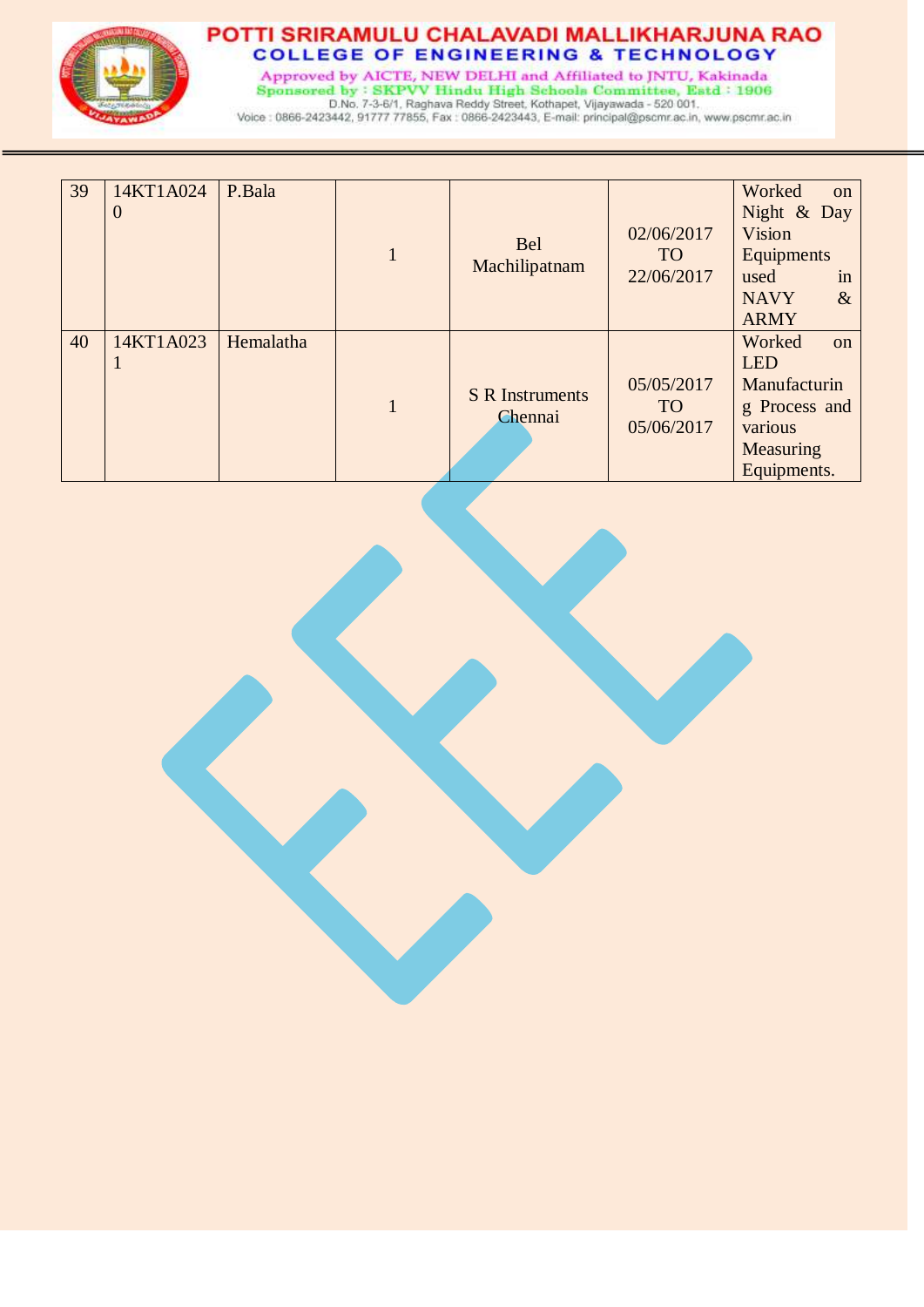| | | | | | | |
|---|---|---|---|---|---|---|
| 39 | 14KT1A0240 | P.Bala | 1 | Bel Machilipatnam | 02/06/2017 TO 22/06/2017 | Worked on Night & Day Vision Equipments used in NAVY & ARMY |
| 40 | 14KT1A0231 | Hemalatha | 1 | S R Instruments Chennai | 05/05/2017 TO 05/06/2017 | Worked on LED Manufacturing Process and various Measuring Equipments. |